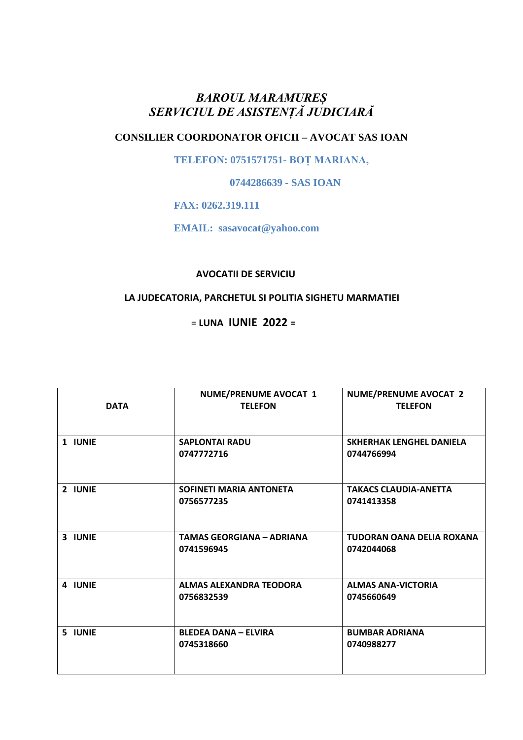# *BAROUL MARAMUREȘ*
# *SERVICIUL DE ASISTENȚĂ JUDICIARĂ*

**CONSILIER COORDONATOR OFICII – AVOCAT SAS IOAN**

**TELEFON: 0751571751- BOȚ MARIANA,**

**0744286639 - SAS IOAN**

**FAX: 0262.319.111**

**EMAIL: sasavocat@yahoo.com**

**AVOCATII DE SERVICIU**

**LA JUDECATORIA, PARCHETUL SI POLITIA SIGHETU MARMATIEI**

**= LUNA IUNIE 2022 =**

| DATA | NUME/PRENUME AVOCAT 1<br>TELEFON | NUME/PRENUME AVOCAT 2<br>TELEFON |
|---|---|---|
| 1 IUNIE | SAPLONTAI RADU<br>0747772716 | SKHERHAK LENGHEL DANIELA<br>0744766994 |
| 2 IUNIE | SOFINETI MARIA ANTONETA<br>0756577235 | TAKACS CLAUDIA-ANETTA<br>0741413358 |
| 3 IUNIE | TAMAS GEORGIANA – ADRIANA<br>0741596945 | TUDORAN OANA DELIA ROXANA<br>0742044068 |
| 4 IUNIE | ALMAS ALEXANDRA TEODORA<br>0756832539 | ALMAS ANA-VICTORIA<br>0745660649 |
| 5 IUNIE | BLEDEA DANA – ELVIRA<br>0745318660 | BUMBAR ADRIANA<br>0740988277 |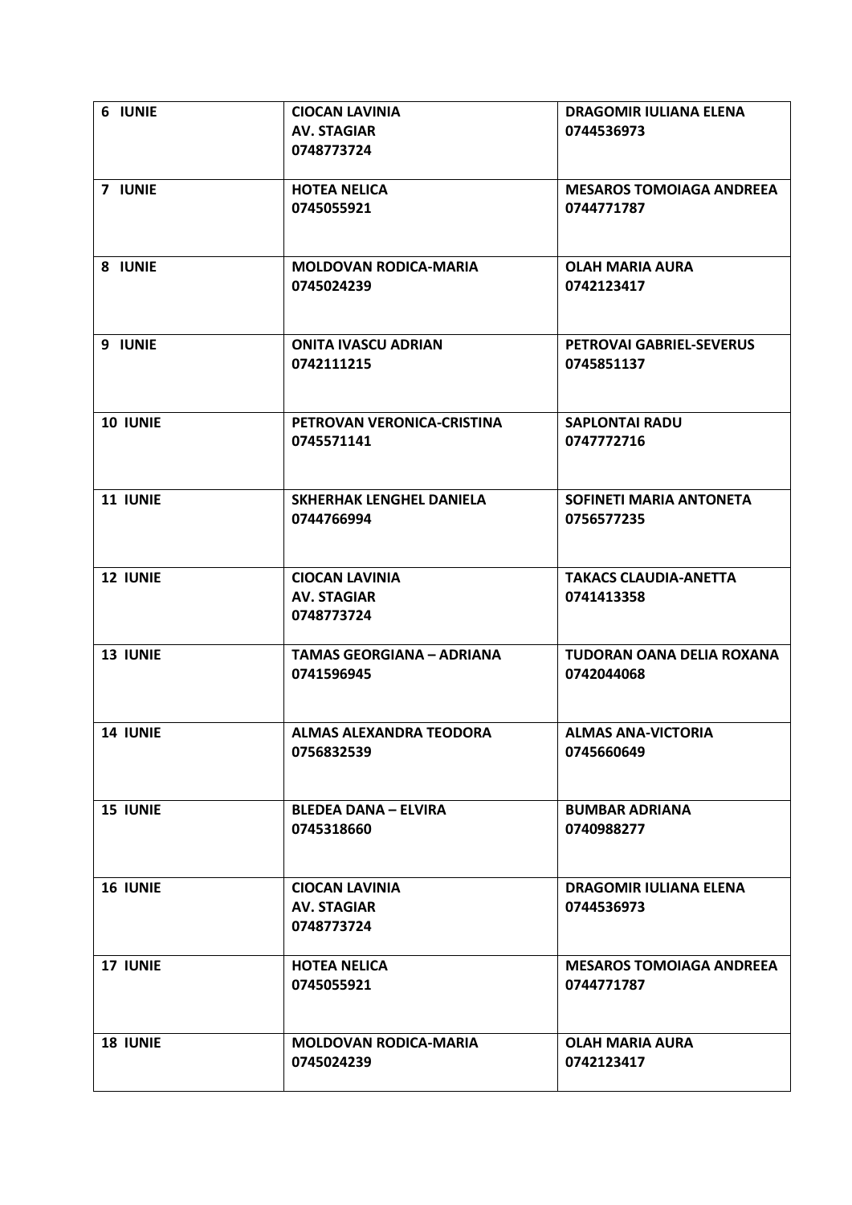| **6 IUNIE** | **CIOCAN LAVINIA**<br>**AV. STAGIAR**<br>**0748773724** | **DRAGOMIR IULIANA ELENA**<br>**0744536973** |
|---|---|---|
| **7 IUNIE** | **HOTEA NELICA**<br>**0745055921** | **MESAROS TOMOIAGA ANDREEA**<br>**0744771787** |
| **8 IUNIE** | **MOLDOVAN RODICA-MARIA**<br>**0745024239** | **OLAH MARIA AURA**<br>**0742123417** |
| **9 IUNIE** | **ONITA IVASCU ADRIAN**<br>**0742111215** | **PETROVAI GABRIEL-SEVERUS**<br>**0745851137** |
| **10 IUNIE** | **PETROVAN VERONICA-CRISTINA**<br>**0745571141** | **SAPLONTAI RADU**<br>**0747772716** |
| **11 IUNIE** | **SKHERHAK LENGHEL DANIELA**<br>**0744766994** | **SOFINETI MARIA ANTONETA**<br>**0756577235** |
| **12 IUNIE** | **CIOCAN LAVINIA**<br>**AV. STAGIAR**<br>**0748773724** | **TAKACS CLAUDIA-ANETTA**<br>**0741413358** |
| **13 IUNIE** | **TAMAS GEORGIANA – ADRIANA**<br>**0741596945** | **TUDORAN OANA DELIA ROXANA**<br>**0742044068** |
| **14 IUNIE** | **ALMAS ALEXANDRA TEODORA**<br>**0756832539** | **ALMAS ANA-VICTORIA**<br>**0745660649** |
| **15 IUNIE** | **BLEDEA DANA – ELVIRA**<br>**0745318660** | **BUMBAR ADRIANA**<br>**0740988277** |
| **16 IUNIE** | **CIOCAN LAVINIA**<br>**AV. STAGIAR**<br>**0748773724** | **DRAGOMIR IULIANA ELENA**<br>**0744536973** |
| **17 IUNIE** | **HOTEA NELICA**<br>**0745055921** | **MESAROS TOMOIAGA ANDREEA**<br>**0744771787** |
| **18 IUNIE** | **MOLDOVAN RODICA-MARIA**<br>**0745024239** | **OLAH MARIA AURA**<br>**0742123417** |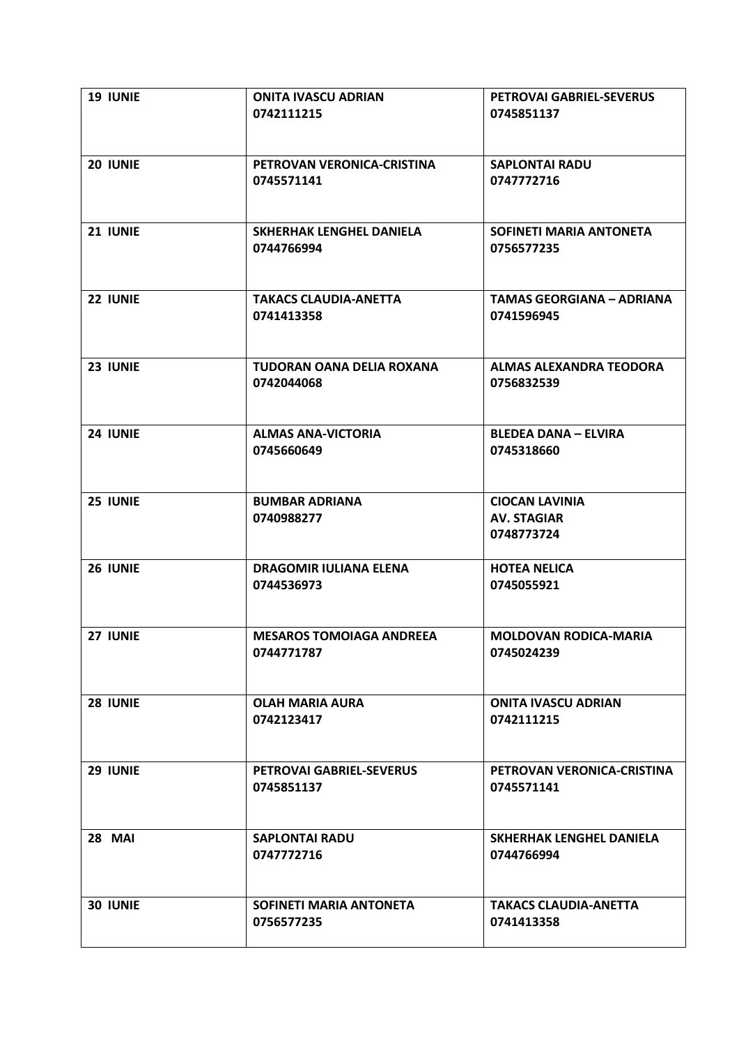| **19 IUNIE** | **ONITA IVASCU ADRIAN**<br>**0742111215** | **PETROVAI GABRIEL-SEVERUS**<br>**0745851137** |
|---|---|---|
| **20 IUNIE** | **PETROVAN VERONICA-CRISTINA**<br>**0745571141** | **SAPLONTAI RADU**<br>**0747772716** |
| **21 IUNIE** | **SKHERHAK LENGHEL DANIELA**<br>**0744766994** | **SOFINETI MARIA ANTONETA**<br>**0756577235** |
| **22 IUNIE** | **TAKACS CLAUDIA-ANETTA**<br>**0741413358** | **TAMAS GEORGIANA – ADRIANA**<br>**0741596945** |
| **23 IUNIE** | **TUDORAN OANA DELIA ROXANA**<br>**0742044068** | **ALMAS ALEXANDRA TEODORA**<br>**0756832539** |
| **24 IUNIE** | **ALMAS ANA-VICTORIA**<br>**0745660649** | **BLEDEA DANA – ELVIRA**<br>**0745318660** |
| **25 IUNIE** | **BUMBAR ADRIANA**<br>**0740988277** | **CIOCAN LAVINIA**<br>**AV. STAGIAR**<br>**0748773724** |
| **26 IUNIE** | **DRAGOMIR IULIANA ELENA**<br>**0744536973** | **HOTEA NELICA**<br>**0745055921** |
| **27 IUNIE** | **MESAROS TOMOIAGA ANDREEA**<br>**0744771787** | **MOLDOVAN RODICA-MARIA**<br>**0745024239** |
| **28 IUNIE** | **OLAH MARIA AURA**<br>**0742123417** | **ONITA IVASCU ADRIAN**<br>**0742111215** |
| **29 IUNIE** | **PETROVAI GABRIEL-SEVERUS**<br>**0745851137** | **PETROVAN VERONICA-CRISTINA**<br>**0745571141** |
| **28 MAI** | **SAPLONTAI RADU**<br>**0747772716** | **SKHERHAK LENGHEL DANIELA**<br>**0744766994** |
| **30 IUNIE** | **SOFINETI MARIA ANTONETA**<br>**0756577235** | **TAKACS CLAUDIA-ANETTA**<br>**0741413358** |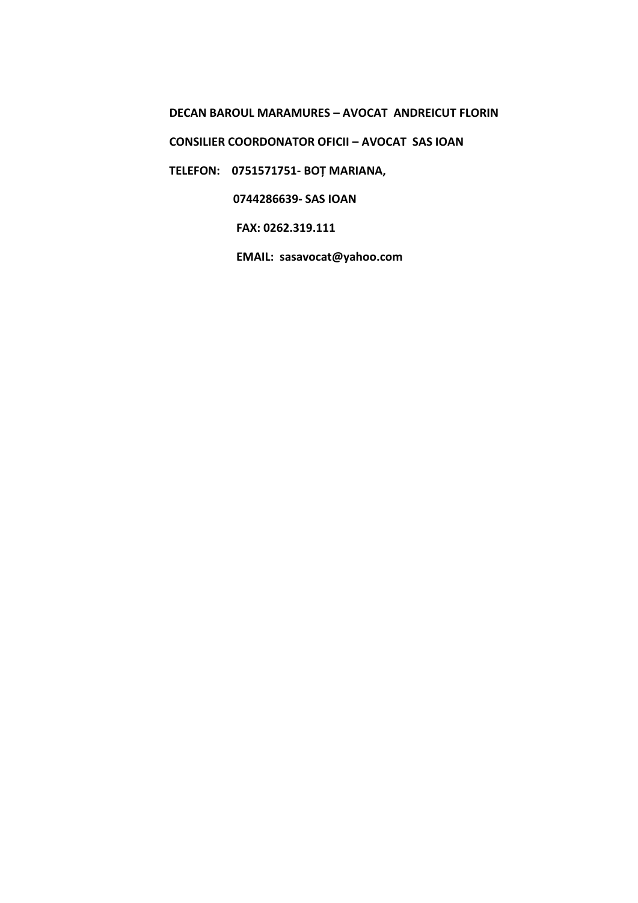**DECAN BAROUL MARAMURES – AVOCAT ANDREICUT FLORIN**

**CONSILIER COORDONATOR OFICII – AVOCAT SAS IOAN**

**TELEFON: 0751571751- BOȚ MARIANA,**

**0744286639- SAS IOAN**

**FAX: 0262.319.111**

**EMAIL: sasavocat@yahoo.com**